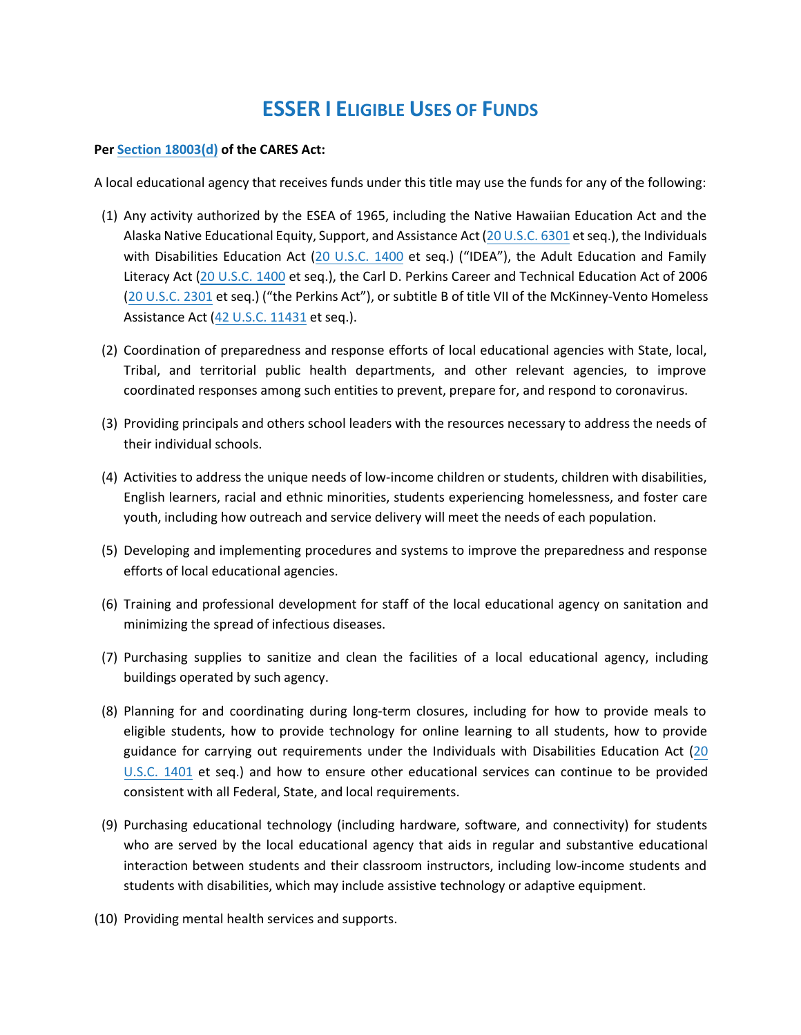# ESSER I ELIGIBLE USES OF FUNDS

**Per [Section 18003(d)]() of the CARES Act:**

A local educational agency that receives funds under this title may use the funds for any of the following:

(1) Any activity authorized by the ESEA of 1965, including the Native Hawaiian Education Act and the Alaska Native Educational Equity, Support, and Assistance Act (20 U.S.C. 6301 et seq.), the Individuals with Disabilities Education Act (20 U.S.C. 1400 et seq.) ("IDEA"), the Adult Education and Family Literacy Act (20 U.S.C. 1400 et seq.), the Carl D. Perkins Career and Technical Education Act of 2006 (20 U.S.C. 2301 et seq.) ("the Perkins Act"), or subtitle B of title VII of the McKinney-Vento Homeless Assistance Act (42 U.S.C. 11431 et seq.).

(2) Coordination of preparedness and response efforts of local educational agencies with State, local, Tribal, and territorial public health departments, and other relevant agencies, to improve coordinated responses among such entities to prevent, prepare for, and respond to coronavirus.

(3) Providing principals and others school leaders with the resources necessary to address the needs of their individual schools.

(4) Activities to address the unique needs of low-income children or students, children with disabilities, English learners, racial and ethnic minorities, students experiencing homelessness, and foster care youth, including how outreach and service delivery will meet the needs of each population.

(5) Developing and implementing procedures and systems to improve the preparedness and response efforts of local educational agencies.

(6) Training and professional development for staff of the local educational agency on sanitation and minimizing the spread of infectious diseases.

(7) Purchasing supplies to sanitize and clean the facilities of a local educational agency, including buildings operated by such agency.

(8) Planning for and coordinating during long-term closures, including for how to provide meals to eligible students, how to provide technology for online learning to all students, how to provide guidance for carrying out requirements under the Individuals with Disabilities Education Act (20 U.S.C. 1401 et seq.) and how to ensure other educational services can continue to be provided consistent with all Federal, State, and local requirements.

(9) Purchasing educational technology (including hardware, software, and connectivity) for students who are served by the local educational agency that aids in regular and substantive educational interaction between students and their classroom instructors, including low-income students and students with disabilities, which may include assistive technology or adaptive equipment.

(10) Providing mental health services and supports.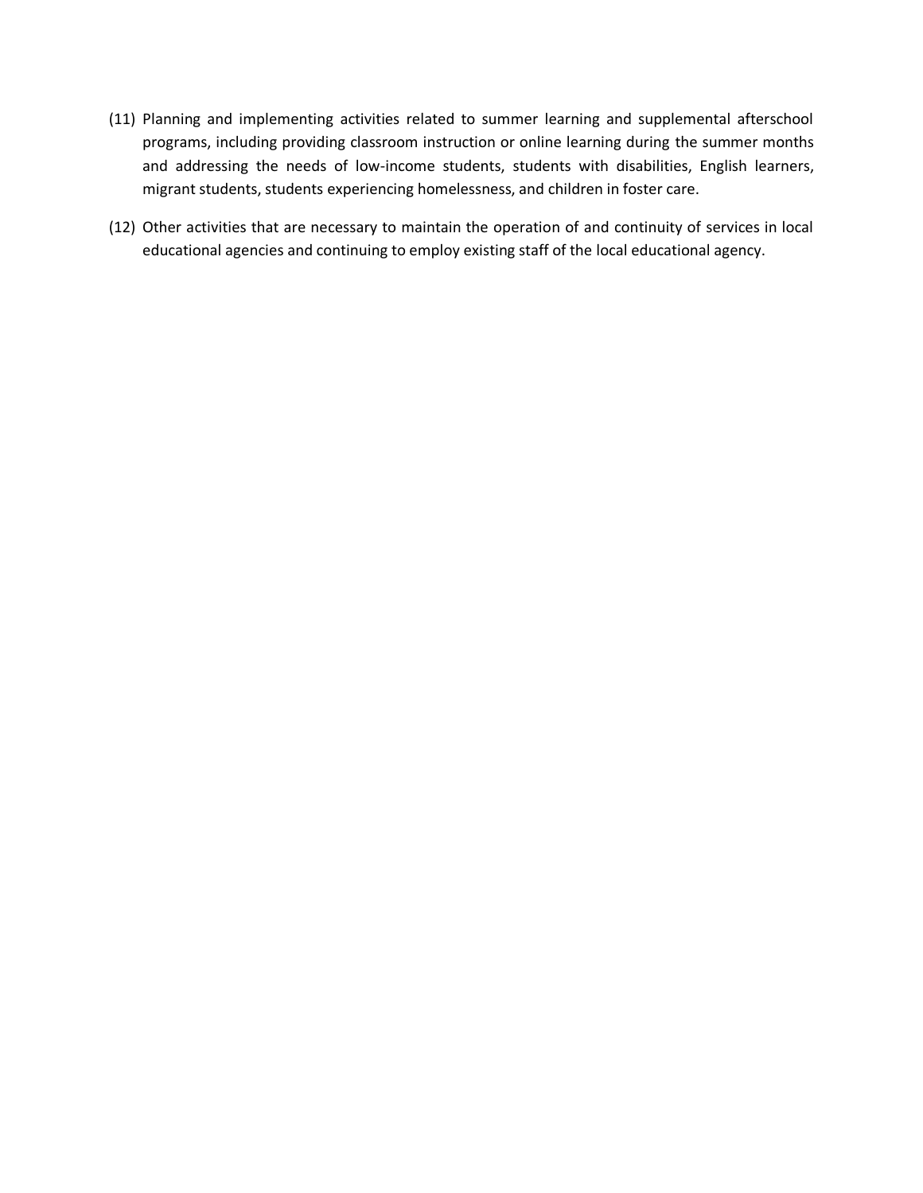(11) Planning and implementing activities related to summer learning and supplemental afterschool programs, including providing classroom instruction or online learning during the summer months and addressing the needs of low-income students, students with disabilities, English learners, migrant students, students experiencing homelessness, and children in foster care.

(12) Other activities that are necessary to maintain the operation of and continuity of services in local educational agencies and continuing to employ existing staff of the local educational agency.